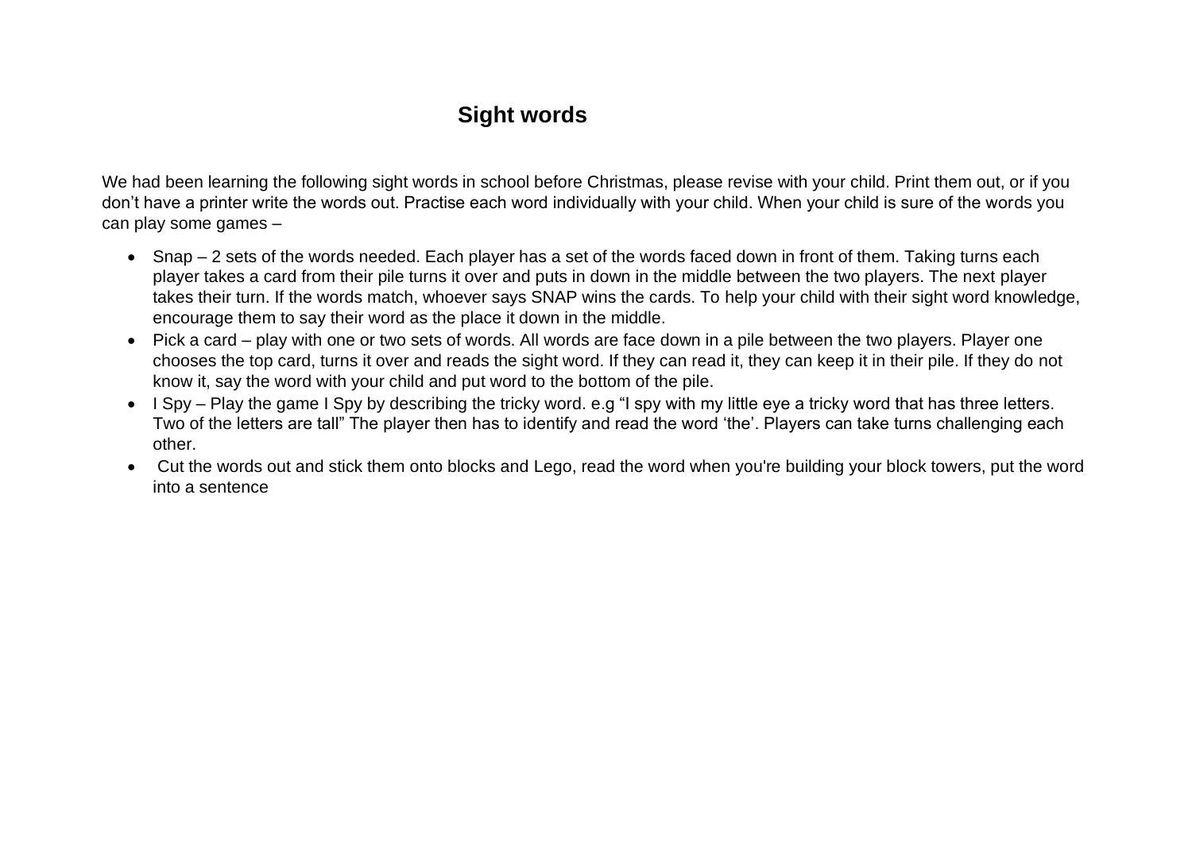# Sight words

We had been learning the following sight words in school before Christmas, please revise with your child. Print them out, or if you don't have a printer write the words out. Practise each word individually with your child. When your child is sure of the words you can play some games –

- Snap – 2 sets of the words needed. Each player has a set of the words faced down in front of them. Taking turns each player takes a card from their pile turns it over and puts in down in the middle between the two players. The next player takes their turn. If the words match, whoever says SNAP wins the cards. To help your child with their sight word knowledge, encourage them to say their word as the place it down in the middle.
- Pick a card – play with one or two sets of words. All words are face down in a pile between the two players. Player one chooses the top card, turns it over and reads the sight word. If they can read it, they can keep it in their pile. If they do not know it, say the word with your child and put word to the bottom of the pile.
- I Spy – Play the game I Spy by describing the tricky word. e.g "I spy with my little eye a tricky word that has three letters. Two of the letters are tall" The player then has to identify and read the word 'the'. Players can take turns challenging each other.
- Cut the words out and stick them onto blocks and Lego, read the word when you're building your block towers, put the word into a sentence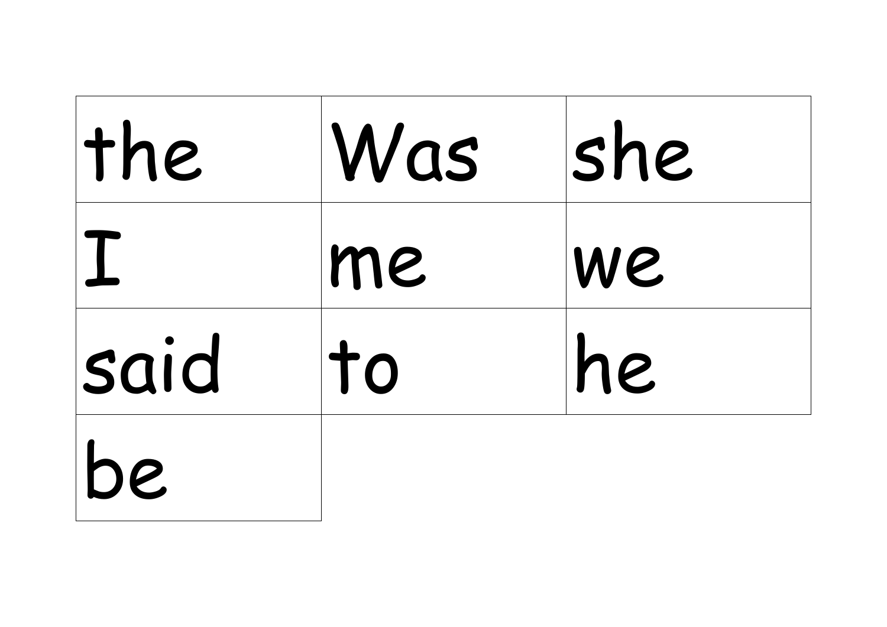| | | |
|---|---|---|
| the | Was | she |
| I | me | we |
| said | to | he |
| be | | |